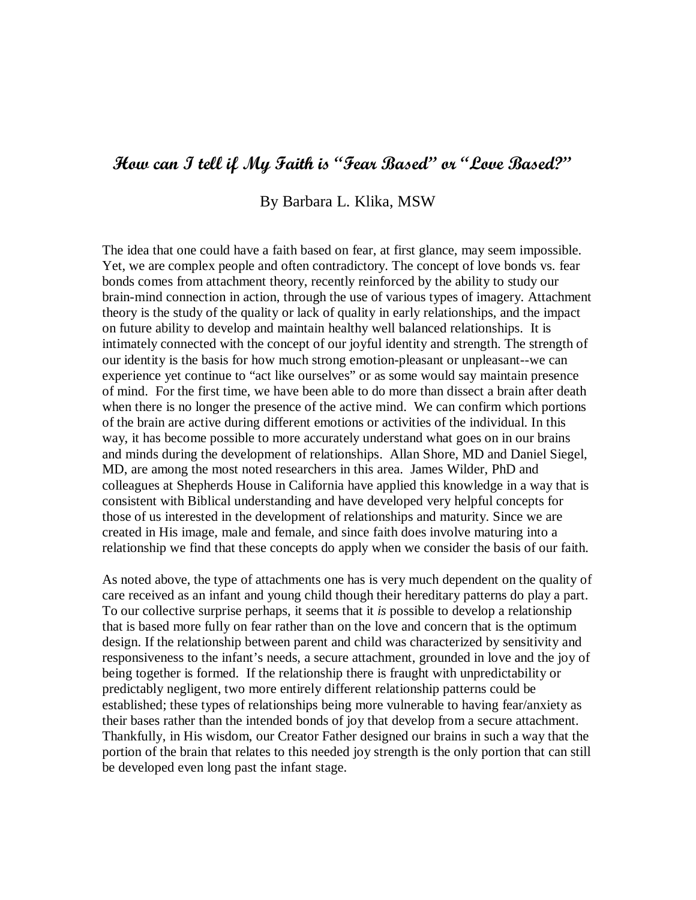# How can I tell if My Faith is "Fear Based" or "Love Based?"

By Barbara L. Klika, MSW

The idea that one could have a faith based on fear, at first glance, may seem impossible. Yet, we are complex people and often contradictory. The concept of love bonds vs. fear bonds comes from attachment theory, recently reinforced by the ability to study our brain-mind connection in action, through the use of various types of imagery. Attachment theory is the study of the quality or lack of quality in early relationships, and the impact on future ability to develop and maintain healthy well balanced relationships. It is intimately connected with the concept of our joyful identity and strength. The strength of our identity is the basis for how much strong emotion-pleasant or unpleasant--we can experience yet continue to "act like ourselves" or as some would say maintain presence of mind. For the first time, we have been able to do more than dissect a brain after death when there is no longer the presence of the active mind. We can confirm which portions of the brain are active during different emotions or activities of the individual. In this way, it has become possible to more accurately understand what goes on in our brains and minds during the development of relationships. Allan Shore, MD and Daniel Siegel, MD, are among the most noted researchers in this area. James Wilder, PhD and colleagues at Shepherds House in California have applied this knowledge in a way that is consistent with Biblical understanding and have developed very helpful concepts for those of us interested in the development of relationships and maturity. Since we are created in His image, male and female, and since faith does involve maturing into a relationship we find that these concepts do apply when we consider the basis of our faith.

As noted above, the type of attachments one has is very much dependent on the quality of care received as an infant and young child though their hereditary patterns do play a part. To our collective surprise perhaps, it seems that it *is* possible to develop a relationship that is based more fully on fear rather than on the love and concern that is the optimum design. If the relationship between parent and child was characterized by sensitivity and responsiveness to the infant's needs, a secure attachment, grounded in love and the joy of being together is formed. If the relationship there is fraught with unpredictability or predictably negligent, two more entirely different relationship patterns could be established; these types of relationships being more vulnerable to having fear/anxiety as their bases rather than the intended bonds of joy that develop from a secure attachment. Thankfully, in His wisdom, our Creator Father designed our brains in such a way that the portion of the brain that relates to this needed joy strength is the only portion that can still be developed even long past the infant stage.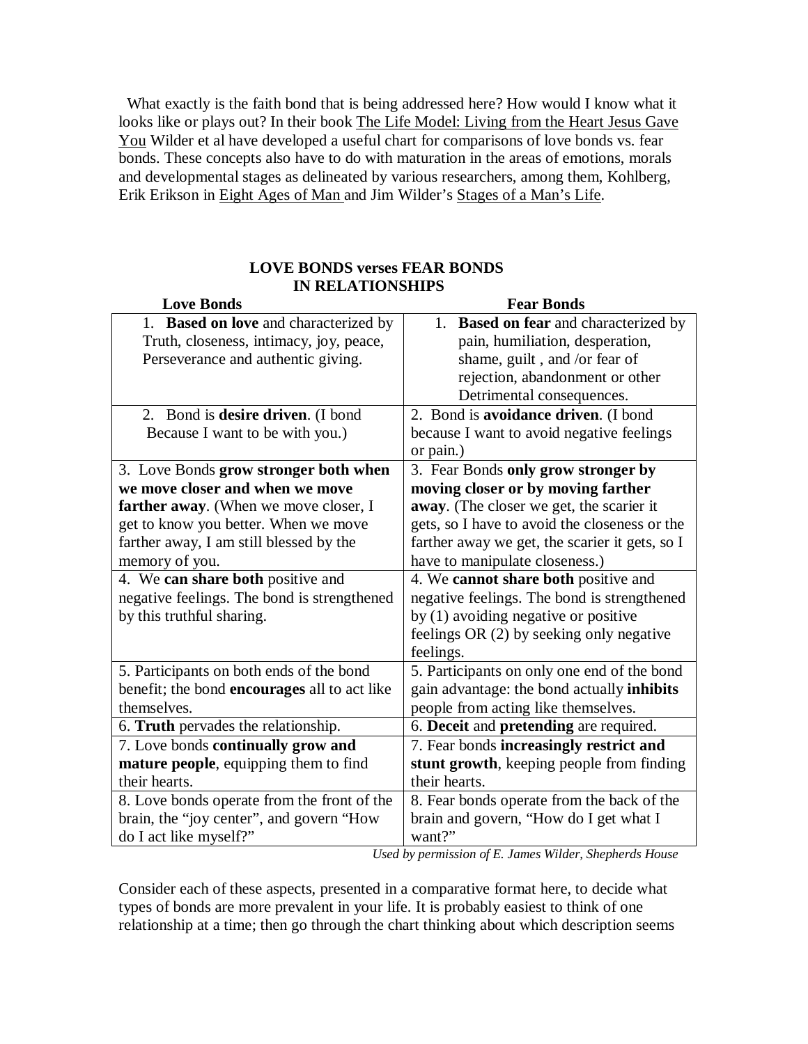What exactly is the faith bond that is being addressed here? How would I know what it looks like or plays out? In their book The Life Model: Living from the Heart Jesus Gave You Wilder et al have developed a useful chart for comparisons of love bonds vs. fear bonds. These concepts also have to do with maturation in the areas of emotions, morals and developmental stages as delineated by various researchers, among them, Kohlberg, Erik Erikson in Eight Ages of Man and Jim Wilder's Stages of a Man's Life.

**LOVE BONDS verses FEAR BONDS IN RELATIONSHIPS**

| Love Bonds | Fear Bonds |
|---|---|
| 1. **Based on love** and characterized by Truth, closeness, intimacy, joy, peace, Perseverance and authentic giving. | 1. **Based on fear** and characterized by pain, humiliation, desperation, shame, guilt , and /or fear of rejection, abandonment or other Detrimental consequences. |
| 2. Bond is **desire driven**. (I bond Because I want to be with you.) | 2. Bond is **avoidance driven**. (I bond because I want to avoid negative feelings or pain.) |
| 3. Love Bonds **grow stronger both when we move closer and when we move farther away**. (When we move closer, I get to know you better. When we move farther away, I am still blessed by the memory of you. | 3. Fear Bonds **only grow stronger by moving closer or by moving farther away**. (The closer we get, the scarier it gets, so I have to avoid the closeness or the farther away we get, the scarier it gets, so I have to manipulate closeness.) |
| 4. We **can share both** positive and negative feelings. The bond is strengthened by this truthful sharing. | 4. We **cannot share both** positive and negative feelings. The bond is strengthened by (1) avoiding negative or positive feelings OR (2) by seeking only negative feelings. |
| 5. Participants on both ends of the bond benefit; the bond **encourages** all to act like themselves. | 5. Participants on only one end of the bond gain advantage: the bond actually **inhibits** people from acting like themselves. |
| 6. **Truth** pervades the relationship. | 6. **Deceit** and **pretending** are required. |
| 7. Love bonds **continually grow and mature people**, equipping them to find their hearts. | 7. Fear bonds **increasingly restrict and stunt growth**, keeping people from finding their hearts. |
| 8. Love bonds operate from the front of the brain, the "joy center", and govern "How do I act like myself?" | 8. Fear bonds operate from the back of the brain and govern, "How do I get what I want?" |

*Used by permission of E. James Wilder, Shepherds House*

Consider each of these aspects, presented in a comparative format here, to decide what types of bonds are more prevalent in your life. It is probably easiest to think of one relationship at a time; then go through the chart thinking about which description seems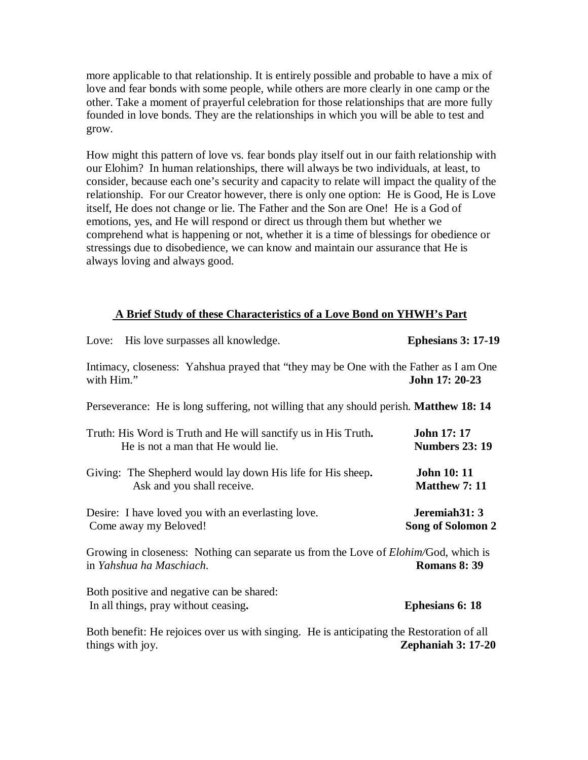more applicable to that relationship. It is entirely possible and probable to have a mix of love and fear bonds with some people, while others are more clearly in one camp or the other. Take a moment of prayerful celebration for those relationships that are more fully founded in love bonds. They are the relationships in which you will be able to test and grow.

How might this pattern of love vs. fear bonds play itself out in our faith relationship with our Elohim? In human relationships, there will always be two individuals, at least, to consider, because each one's security and capacity to relate will impact the quality of the relationship. For our Creator however, there is only one option: He is Good, He is Love itself, He does not change or lie. The Father and the Son are One! He is a God of emotions, yes, and He will respond or direct us through them but whether we comprehend what is happening or not, whether it is a time of blessings for obedience or stressings due to disobedience, we can know and maintain our assurance that He is always loving and always good.

## A Brief Study of these Characteristics of a Love Bond on YHWH's Part

Love: His love surpasses all knowledge. **Ephesians 3: 17-19**

Intimacy, closeness: Yahshua prayed that "they may be One with the Father as I am One with Him." **John 17: 20-23**

Perseverance: He is long suffering, not willing that any should perish. **Matthew 18: 14**

Truth: His Word is Truth and He will sanctify us in His Truth. **John 17: 17**
He is not a man that He would lie. **Numbers 23: 19**

Giving: The Shepherd would lay down His life for His sheep. **John 10: 11**
Ask and you shall receive. **Matthew 7: 11**

Desire: I have loved you with an everlasting love. **Jeremiah31: 3**
Come away my Beloved! **Song of Solomon 2**

Growing in closeness: Nothing can separate us from the Love of *Elohim/*God, which is in *Yahshua ha Maschiach*. **Romans 8: 39**

Both positive and negative can be shared:
In all things, pray without ceasing. **Ephesians 6: 18**

Both benefit: He rejoices over us with singing. He is anticipating the Restoration of all things with joy. **Zephaniah 3: 17-20**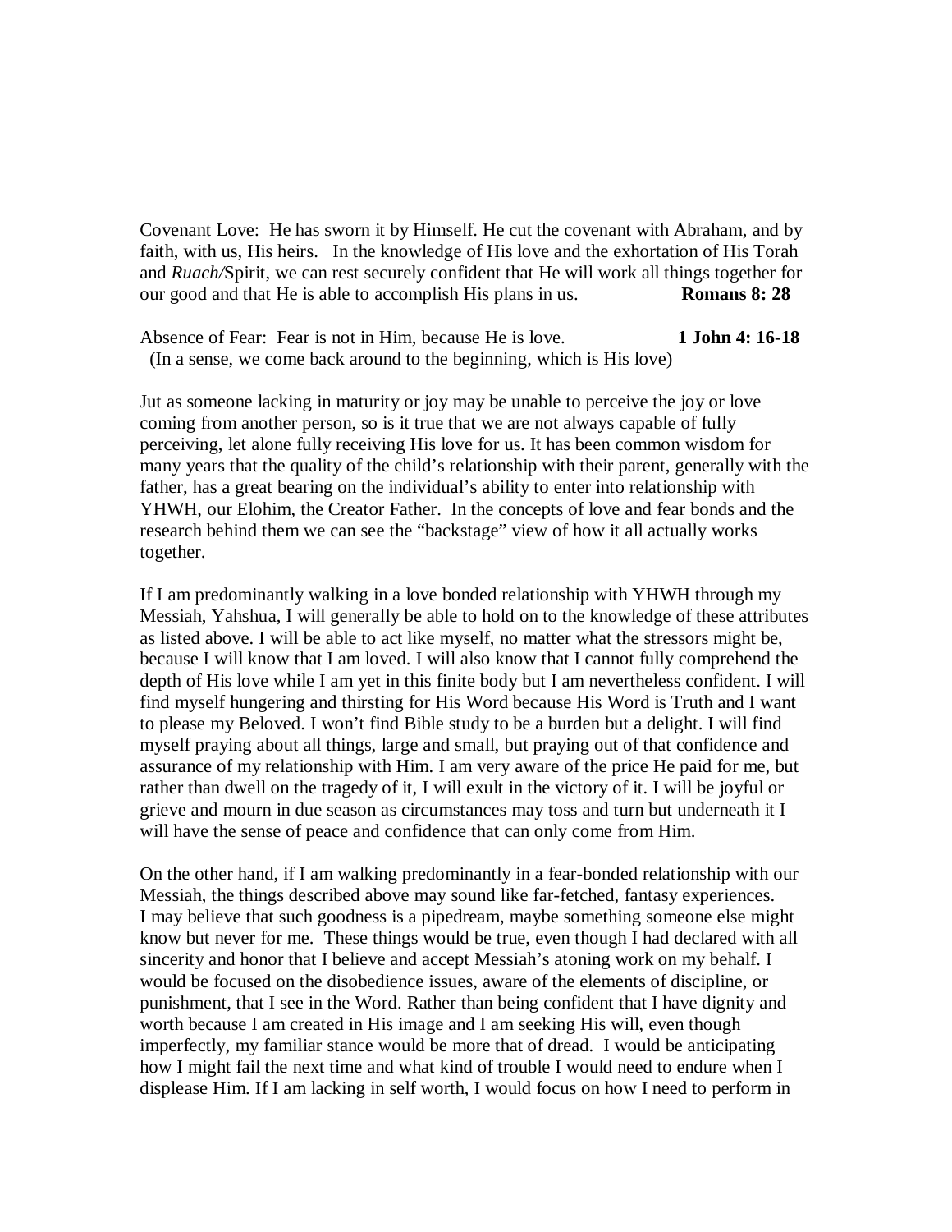Covenant Love: He has sworn it by Himself. He cut the covenant with Abraham, and by faith, with us, His heirs. In the knowledge of His love and the exhortation of His Torah and *Ruach/*Spirit, we can rest securely confident that He will work all things together for our good and that He is able to accomplish His plans in us. **Romans 8: 28**

Absence of Fear: Fear is not in Him, because He is love. **1 John 4: 16-18**
(In a sense, we come back around to the beginning, which is His love)

Jut as someone lacking in maturity or joy may be unable to perceive the joy or love coming from another person, so is it true that we are not always capable of fully <u>per</u>ceiving, let alone fully <u>re</u>ceiving His love for us. It has been common wisdom for many years that the quality of the child's relationship with their parent, generally with the father, has a great bearing on the individual's ability to enter into relationship with YHWH, our Elohim, the Creator Father. In the concepts of love and fear bonds and the research behind them we can see the "backstage" view of how it all actually works together.

If I am predominantly walking in a love bonded relationship with YHWH through my Messiah, Yahshua, I will generally be able to hold on to the knowledge of these attributes as listed above. I will be able to act like myself, no matter what the stressors might be, because I will know that I am loved. I will also know that I cannot fully comprehend the depth of His love while I am yet in this finite body but I am nevertheless confident. I will find myself hungering and thirsting for His Word because His Word is Truth and I want to please my Beloved. I won't find Bible study to be a burden but a delight. I will find myself praying about all things, large and small, but praying out of that confidence and assurance of my relationship with Him. I am very aware of the price He paid for me, but rather than dwell on the tragedy of it, I will exult in the victory of it. I will be joyful or grieve and mourn in due season as circumstances may toss and turn but underneath it I will have the sense of peace and confidence that can only come from Him.

On the other hand, if I am walking predominantly in a fear-bonded relationship with our Messiah, the things described above may sound like far-fetched, fantasy experiences. I may believe that such goodness is a pipedream, maybe something someone else might know but never for me. These things would be true, even though I had declared with all sincerity and honor that I believe and accept Messiah's atoning work on my behalf. I would be focused on the disobedience issues, aware of the elements of discipline, or punishment, that I see in the Word. Rather than being confident that I have dignity and worth because I am created in His image and I am seeking His will, even though imperfectly, my familiar stance would be more that of dread. I would be anticipating how I might fail the next time and what kind of trouble I would need to endure when I displease Him. If I am lacking in self worth, I would focus on how I need to perform in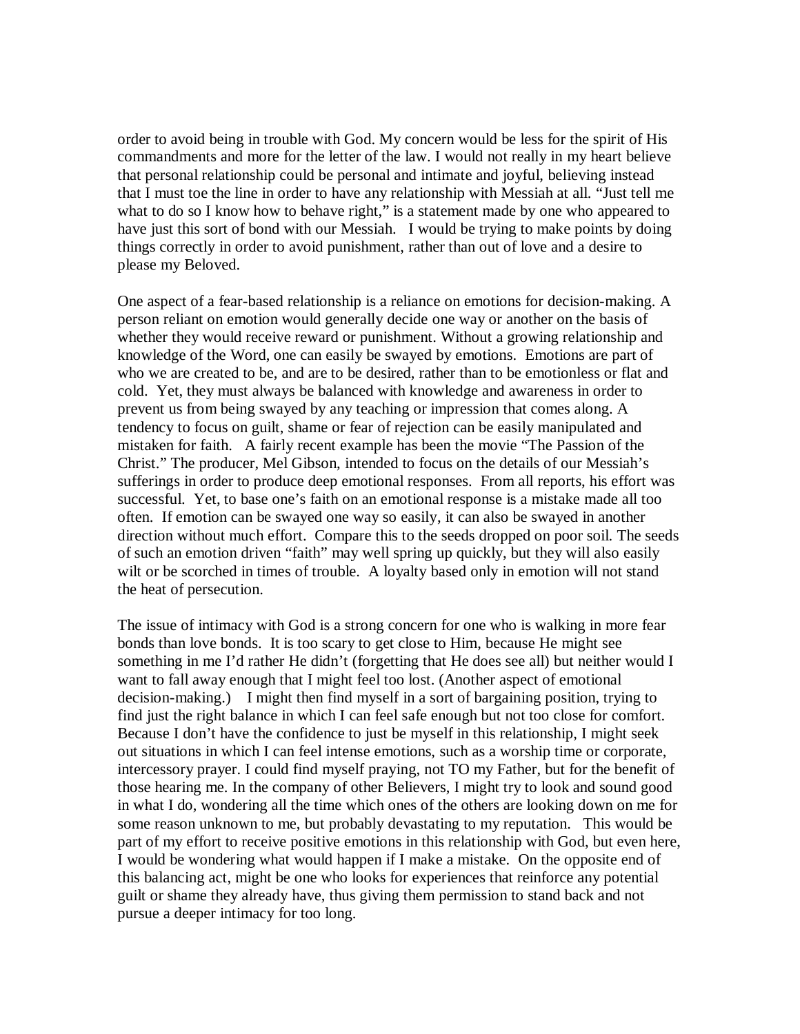order to avoid being in trouble with God. My concern would be less for the spirit of His commandments and more for the letter of the law. I would not really in my heart believe that personal relationship could be personal and intimate and joyful, believing instead that I must toe the line in order to have any relationship with Messiah at all. "Just tell me what to do so I know how to behave right," is a statement made by one who appeared to have just this sort of bond with our Messiah. I would be trying to make points by doing things correctly in order to avoid punishment, rather than out of love and a desire to please my Beloved.

One aspect of a fear-based relationship is a reliance on emotions for decision-making. A person reliant on emotion would generally decide one way or another on the basis of whether they would receive reward or punishment. Without a growing relationship and knowledge of the Word, one can easily be swayed by emotions. Emotions are part of who we are created to be, and are to be desired, rather than to be emotionless or flat and cold. Yet, they must always be balanced with knowledge and awareness in order to prevent us from being swayed by any teaching or impression that comes along. A tendency to focus on guilt, shame or fear of rejection can be easily manipulated and mistaken for faith. A fairly recent example has been the movie "The Passion of the Christ." The producer, Mel Gibson, intended to focus on the details of our Messiah's sufferings in order to produce deep emotional responses. From all reports, his effort was successful. Yet, to base one's faith on an emotional response is a mistake made all too often. If emotion can be swayed one way so easily, it can also be swayed in another direction without much effort. Compare this to the seeds dropped on poor soil. The seeds of such an emotion driven "faith" may well spring up quickly, but they will also easily wilt or be scorched in times of trouble. A loyalty based only in emotion will not stand the heat of persecution.

The issue of intimacy with God is a strong concern for one who is walking in more fear bonds than love bonds. It is too scary to get close to Him, because He might see something in me I'd rather He didn't (forgetting that He does see all) but neither would I want to fall away enough that I might feel too lost. (Another aspect of emotional decision-making.) I might then find myself in a sort of bargaining position, trying to find just the right balance in which I can feel safe enough but not too close for comfort. Because I don't have the confidence to just be myself in this relationship, I might seek out situations in which I can feel intense emotions, such as a worship time or corporate, intercessory prayer. I could find myself praying, not TO my Father, but for the benefit of those hearing me. In the company of other Believers, I might try to look and sound good in what I do, wondering all the time which ones of the others are looking down on me for some reason unknown to me, but probably devastating to my reputation. This would be part of my effort to receive positive emotions in this relationship with God, but even here, I would be wondering what would happen if I make a mistake. On the opposite end of this balancing act, might be one who looks for experiences that reinforce any potential guilt or shame they already have, thus giving them permission to stand back and not pursue a deeper intimacy for too long.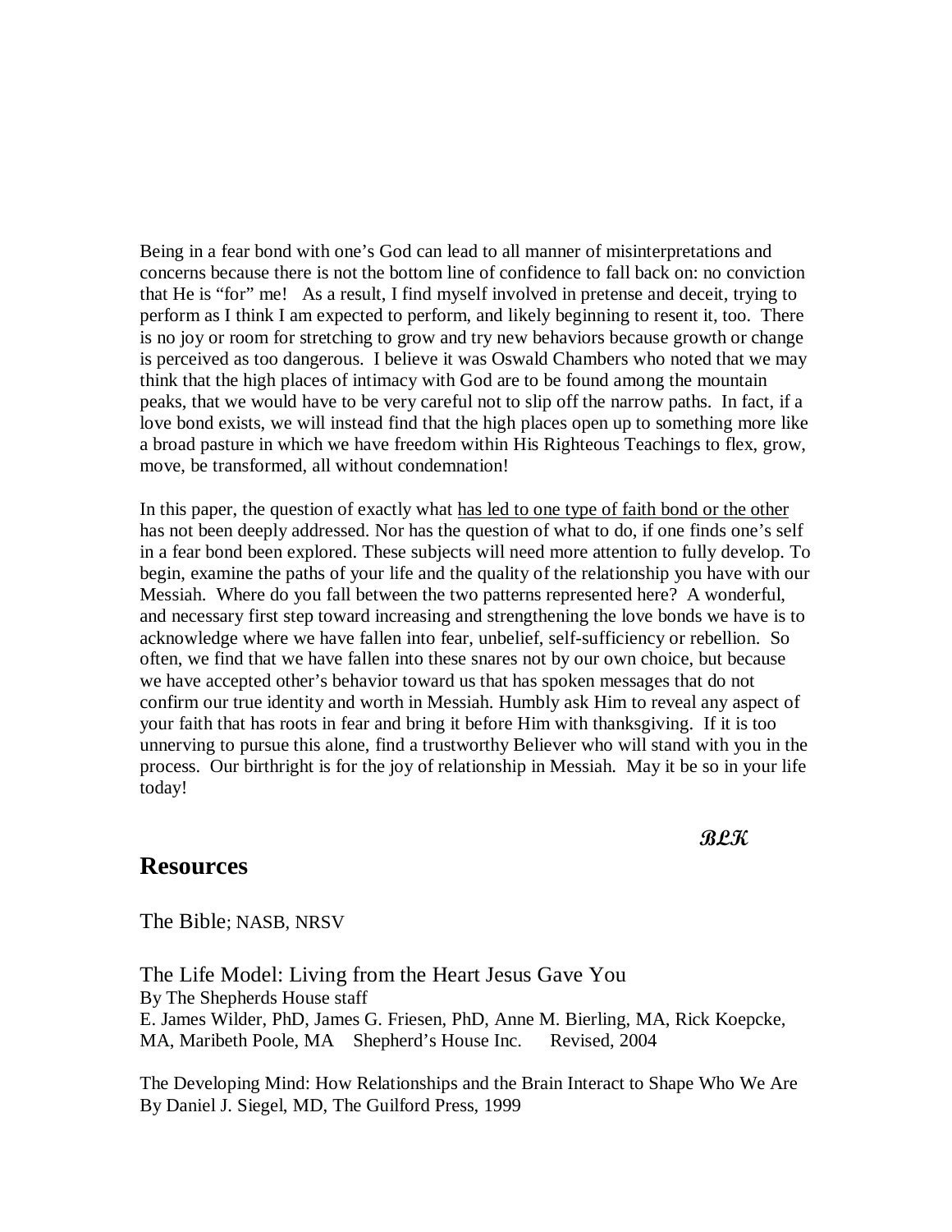Being in a fear bond with one's God can lead to all manner of misinterpretations and concerns because there is not the bottom line of confidence to fall back on: no conviction that He is "for" me! As a result, I find myself involved in pretense and deceit, trying to perform as I think I am expected to perform, and likely beginning to resent it, too. There is no joy or room for stretching to grow and try new behaviors because growth or change is perceived as too dangerous. I believe it was Oswald Chambers who noted that we may think that the high places of intimacy with God are to be found among the mountain peaks, that we would have to be very careful not to slip off the narrow paths. In fact, if a love bond exists, we will instead find that the high places open up to something more like a broad pasture in which we have freedom within His Righteous Teachings to flex, grow, move, be transformed, all without condemnation!

In this paper, the question of exactly what <u>has led to one type of faith bond or the other</u> has not been deeply addressed. Nor has the question of what to do, if one finds one's self in a fear bond been explored. These subjects will need more attention to fully develop. To begin, examine the paths of your life and the quality of the relationship you have with our Messiah. Where do you fall between the two patterns represented here? A wonderful, and necessary first step toward increasing and strengthening the love bonds we have is to acknowledge where we have fallen into fear, unbelief, self-sufficiency or rebellion. So often, we find that we have fallen into these snares not by our own choice, but because we have accepted other's behavior toward us that has spoken messages that do not confirm our true identity and worth in Messiah. Humbly ask Him to reveal any aspect of your faith that has roots in fear and bring it before Him with thanksgiving. If it is too unnerving to pursue this alone, find a trustworthy Believer who will stand with you in the process. Our birthright is for the joy of relationship in Messiah. May it be so in your life today!

***BLK***

## Resources

The Bible; NASB, NRSV

The Life Model: Living from the Heart Jesus Gave You
By The Shepherds House staff
E. James Wilder, PhD, James G. Friesen, PhD, Anne M. Bierling, MA, Rick Koepcke, MA, Maribeth Poole, MA Shepherd's House Inc. Revised, 2004

The Developing Mind: How Relationships and the Brain Interact to Shape Who We Are
By Daniel J. Siegel, MD, The Guilford Press, 1999